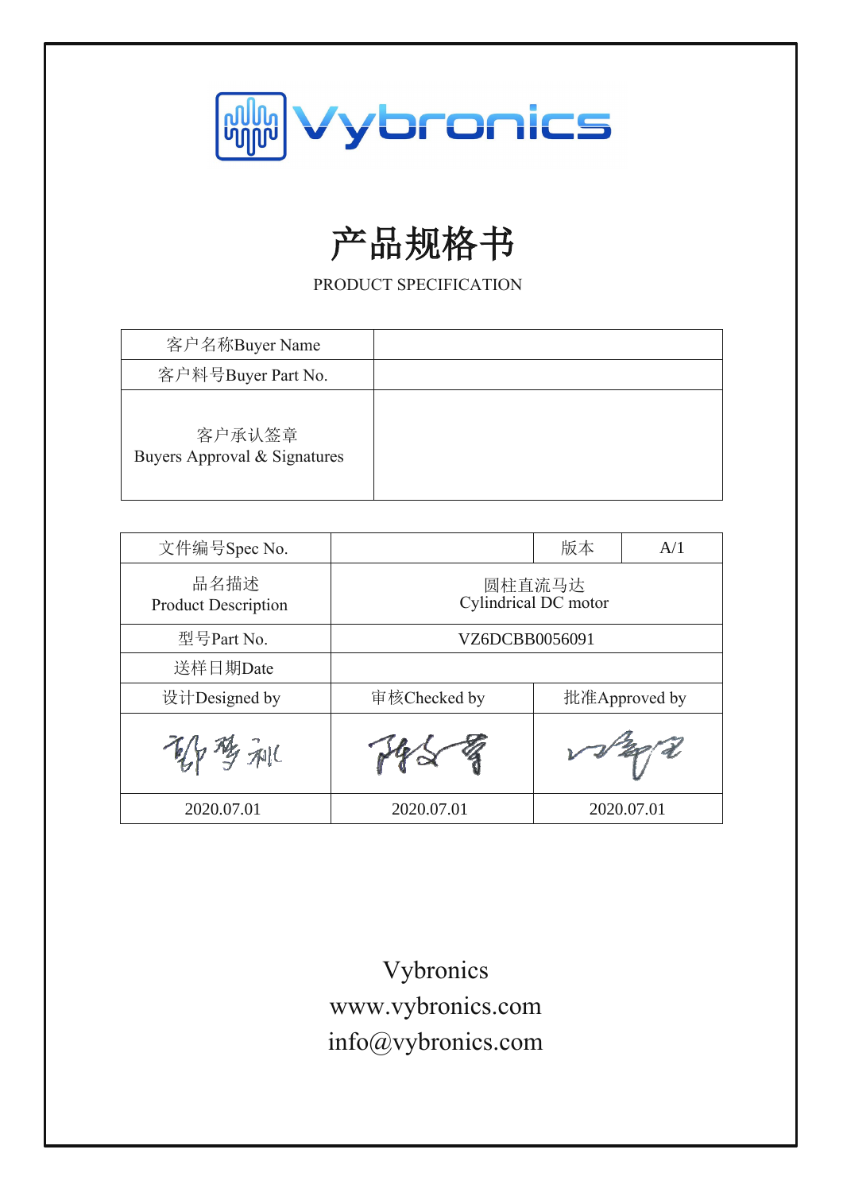Vybronics

# 产品规格书

PRODUCT SPECIFICATION

| | |
|---|---|
| 客户名称Buyer Name | |
| 客户料号Buyer Part No. | |
| 客户承认签章<br>Buyers Approval & Signatures | |

| | | | |
|---|---|---|---|
| 文件编号Spec No. | | 版本 | A/1 |
| 品名描述<br>Product Description | 圆柱直流马达<br>Cylindrical DC motor | | |
| 型号Part No. | VZ6DCBB0056091 | | |
| 送样日期Date | | | |
| 设计Designed by | 审核Checked by | 批准Approved by | |
| | | | |
| 2020.07.01 | 2020.07.01 | 2020.07.01 | |

Vybronics
www.vybronics.com
info@vybronics.com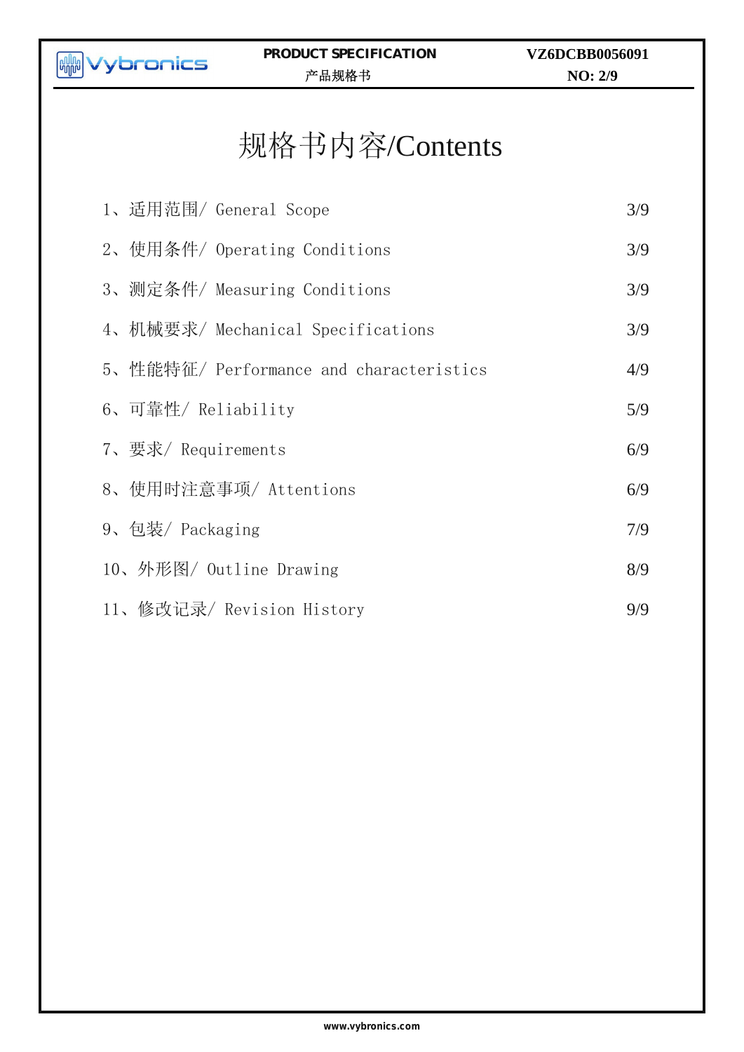# 规格书内容/Contents

| | |
|---|---|
| 1、适用范围/ General Scope | 3/9 |
| 2、使用条件/ Operating Conditions | 3/9 |
| 3、测定条件/ Measuring Conditions | 3/9 |
| 4、机械要求/ Mechanical Specifications | 3/9 |
| 5、性能特征/ Performance and characteristics | 4/9 |
| 6、可靠性/ Reliability | 5/9 |
| 7、要求/ Requirements | 6/9 |
| 8、使用时注意事项/ Attentions | 6/9 |
| 9、包装/ Packaging | 7/9 |
| 10、外形图/ Outline Drawing | 8/9 |
| 11、修改记录/ Revision History | 9/9 |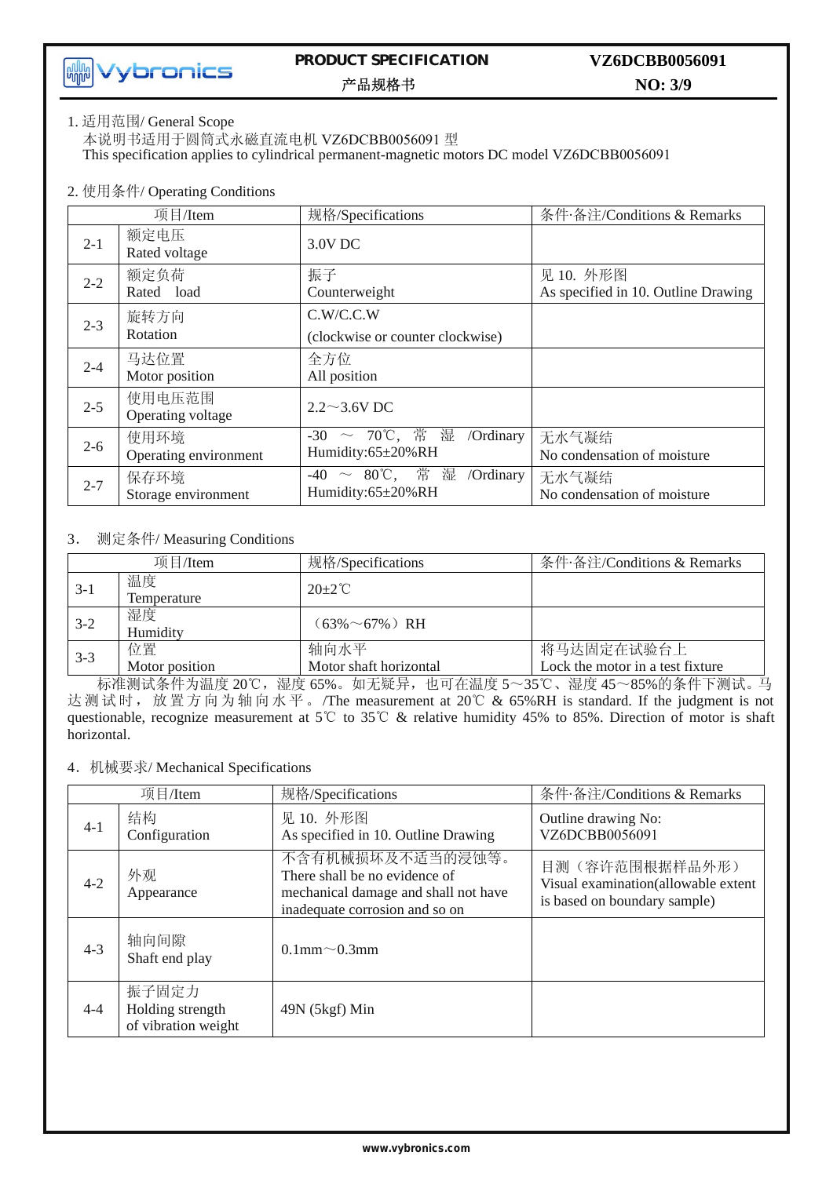1. 适用范围/ General Scope

本说明书适用于圆筒式永磁直流电机 VZ6DCBB0056091 型
This specification applies to cylindrical permanent-magnetic motors DC model VZ6DCBB0056091

2. 使用条件/ Operating Conditions

| 项目/Item | | 规格/Specifications | 条件·备注/Conditions & Remarks |
|---|---|---|---|
| 2-1 | 额定电压<br>Rated voltage | 3.0V DC | |
| 2-2 | 额定负荷<br>Rated load | 振子<br>Counterweight | 见 10. 外形图<br>As specified in 10. Outline Drawing |
| 2-3 | 旋转方向<br>Rotation | C.W/C.C.W<br>(clockwise or counter clockwise) | |
| 2-4 | 马达位置<br>Motor position | 全方位<br>All position | |
| 2-5 | 使用电压范围<br>Operating voltage | 2.2～3.6V DC | |
| 2-6 | 使用环境<br>Operating environment | -30 ～ 70℃, 常湿 /Ordinary Humidity:65±20%RH | 无水气凝结<br>No condensation of moisture |
| 2-7 | 保存环境<br>Storage environment | -40 ～ 80℃, 常湿 /Ordinary Humidity:65±20%RH | 无水气凝结<br>No condensation of moisture |

3. 测定条件/ Measuring Conditions

| 项目/Item | | 规格/Specifications | 条件·备注/Conditions & Remarks |
|---|---|---|---|
| 3-1 | 温度<br>Temperature | 20±2℃ | |
| 3-2 | 湿度<br>Humidity | （63%～67%）RH | |
| 3-3 | 位置<br>Motor position | 轴向水平<br>Motor shaft horizontal | 将马达固定在试验台上<br>Lock the motor in a test fixture |

标准测试条件为温度 20℃，湿度 65%。如无疑异，也可在温度 5～35℃、湿度 45～85%的条件下测试。马达测试时，放置方向为轴向水平。/The measurement at 20℃ & 65%RH is standard. If the judgment is not questionable, recognize measurement at 5℃ to 35℃ & relative humidity 45% to 85%. Direction of motor is shaft horizontal.

4．机械要求/ Mechanical Specifications

| 项目/Item | | 规格/Specifications | 条件·备注/Conditions & Remarks |
|---|---|---|---|
| 4-1 | 结构<br>Configuration | 见 10. 外形图<br>As specified in 10. Outline Drawing | Outline drawing No:<br>VZ6DCBB0056091 |
| 4-2 | 外观<br>Appearance | 不含有机械损坏及不适当的浸蚀等。<br>There shall be no evidence of mechanical damage and shall not have inadequate corrosion and so on | 目测（容许范围根据样品外形）<br>Visual examination(allowable extent is based on boundary sample) |
| 4-3 | 轴向间隙<br>Shaft end play | 0.1mm～0.3mm | |
| 4-4 | 振子固定力<br>Holding strength of vibration weight | 49N (5kgf) Min | |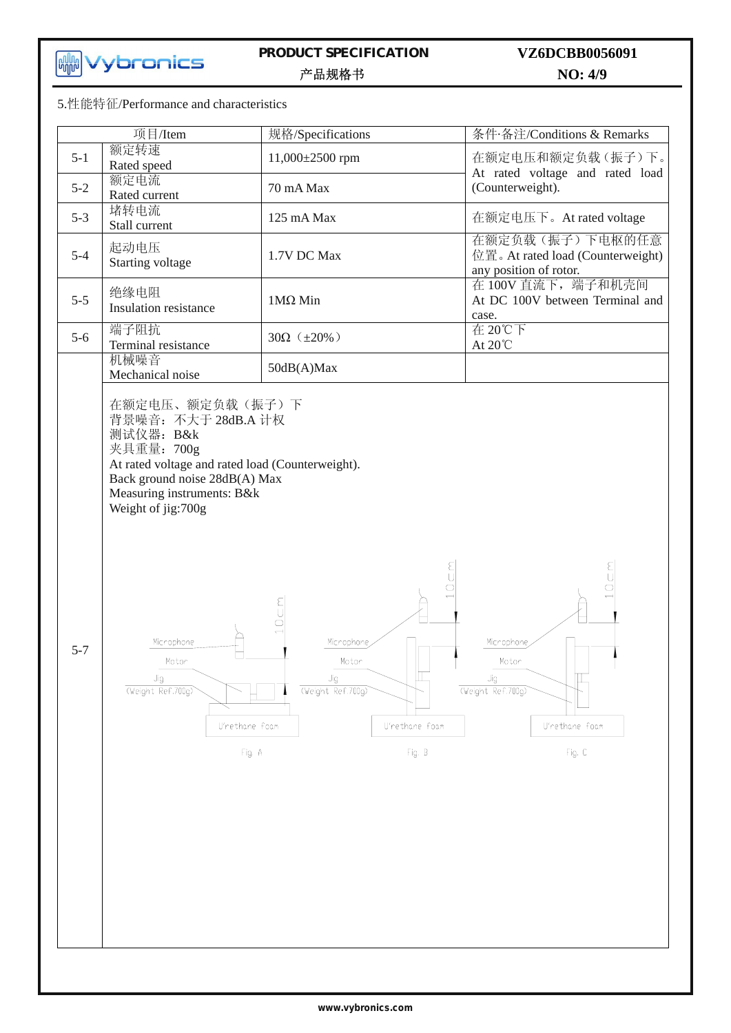5.性能特征/Performance and characteristics

| 项目/Item | | 规格/Specifications | 条件·备注/Conditions & Remarks |
|---|---|---|---|
| 5-1 | 额定转速<br>Rated speed | 11,000±2500 rpm | 在额定电压和额定负载（振子）下。At rated voltage and rated load (Counterweight). |
| 5-2 | 额定电流<br>Rated current | 70 mA Max | |
| 5-3 | 堵转电流<br>Stall current | 125 mA Max | 在额定电压下。At rated voltage |
| 5-4 | 起动电压<br>Starting voltage | 1.7V DC Max | 在额定负载（振子）下电枢的任意位置。At rated load (Counterweight) any position of rotor. |
| 5-5 | 绝缘电阻<br>Insulation resistance | 1MΩ Min | 在 100V 直流下，端子和机壳间 At DC 100V between Terminal and case. |
| 5-6 | 端子阻抗<br>Terminal resistance | 30Ω（±20%） | 在 20℃下<br>At 20℃ |
| 5-7 | 机械噪音<br>Mechanical noise | 50dB(A)Max | |

在额定电压、额定负载（振子）下
背景噪音：不大于 28dB.A 计权
测试仪器：B&k
夹具重量：700g
At rated voltage and rated load (Counterweight).
Back ground noise 28dB(A) Max
Measuring instruments: B&k
Weight of jig:700g

Microphone
Motor
Jig
(Weight Ref.700g)
10cm
Urethane foam
Fig. A

Microphone
Motor
Jig
(Weight Ref.700g)
10cm
Urethane foam
Fig. B

Microphone
Motor
Jig
(Weight Ref.700g)
10cm
Urethane foam
Fig. C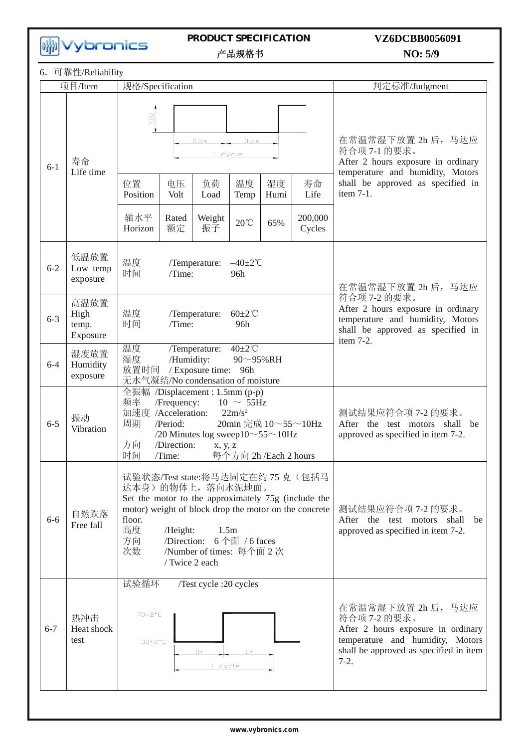## 6．可靠性/Reliability

| 项目/Item | | 规格/Specification | 判定标准/Judgment |
|---|---|---|---|
| 6-1 | 寿命 Life time | 3.0V<br>0.5s 0.5s<br>1 cycle<br>位置 Position: 轴水平 Horizon; 电压 Volt: Rated 额定; 负荷 Load: Weight 振子; 温度 Temp: 20℃; 湿度 Humi: 65%; 寿命 Life: 200,000 Cycles | 在常温常湿下放置 2h 后，马达应符合项 7-1 的要求。 After 2 hours exposure in ordinary temperature and humidity, Motors shall be approved as specified in item 7-1. |
| 6-2 | 低温放置 Low temp exposure | 温度 /Temperature: –40±2℃<br>时间 /Time: 96h | 在常温常湿下放置 2h 后，马达应符合项 7-2 的要求。 After 2 hours exposure in ordinary temperature and humidity, Motors shall be approved as specified in item 7-2. |
| 6-3 | 高温放置 High temp. Exposure | 温度 /Temperature: 60±2℃<br>时间 /Time: 96h | |
| 6-4 | 湿度放置 Humidity exposure | 温度 /Temperature: 40±2℃<br>湿度 /Humidity: 90～95%RH<br>放置时间 / Exposure time: 96h<br>无水气凝结/No condensation of moisture | |
| 6-5 | 振动 Vibration | 全振幅 /Displacement : 1.5mm (p-p)<br>频率 /Frequency: 10 ～ 55Hz<br>加速度 /Acceleration: 22m/s²<br>周期 /Period: 20min 完成 10～55～10Hz /20 Minutes log sweep10～55～10Hz<br>方向 /Direction: x, y, z<br>时间 /Time: 每个方向 2h /Each 2 hours | 测试结果应符合项 7-2 的要求。 After the test motors shall be approved as specified in item 7-2. |
| 6-6 | 自然跌落 Free fall | 试验状态/Test state:将马达固定在约 75 克（包括马达本身）的物体上，落向水泥地面。<br>Set the motor to the approximately 75g (include the motor) weight of block drop the motor on the concrete floor.<br>高度 /Height: 1.5m<br>方向 /Direction: 6 个面 / 6 faces<br>次数 /Number of times: 每个面 2 次 / Twice 2 each | 测试结果应符合项 7-2 的要求。 After the test motors shall be approved as specified in item 7-2. |
| 6-7 | 热冲击 Heat shock test | 试验循环 /Test cycle :20 cycles<br>70±2°C<br>-30±2°C<br>1h 1h<br>1 cycle | 在常温常湿下放置 2h 后，马达应符合项 7-2 的要求。 After 2 hours exposure in ordinary temperature and humidity, Motors shall be approved as specified in item 7-2. |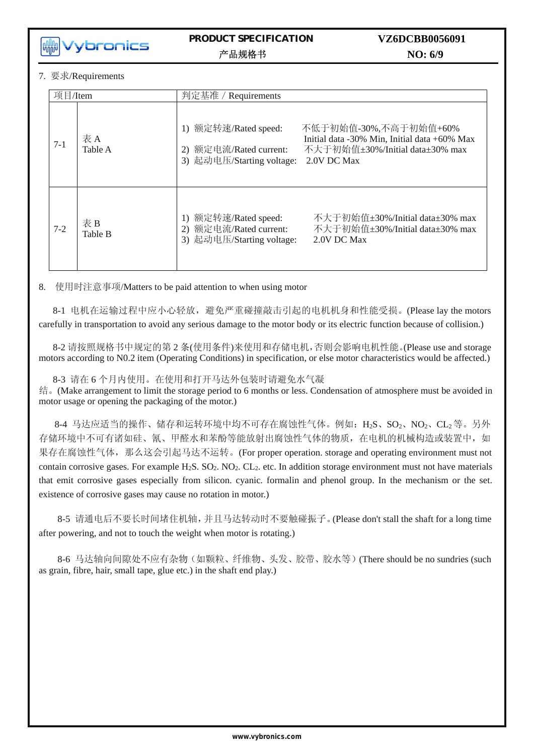7. 要求/Requirements

| 项目/Item | | 判定基准 / Requirements |
|---|---|---|
| 7-1 | 表 A<br>Table A | 1) 额定转速/Rated speed: 不低于初始值-30%,不高于初始值+60%<br>Initial data -30% Min, Initial data +60% Max<br>2) 额定电流/Rated current: 不大于初始值±30%/Initial data±30% max<br>3) 起动电压/Starting voltage: 2.0V DC Max |
| 7-2 | 表 B<br>Table B | 1) 额定转速/Rated speed: 不大于初始值±30%/Initial data±30% max<br>2) 额定电流/Rated current: 不大于初始值±30%/Initial data±30% max<br>3) 起动电压/Starting voltage: 2.0V DC Max |

8. 使用时注意事项/Matters to be paid attention to when using motor

8-1 电机在运输过程中应小心轻放，避免严重碰撞敲击引起的电机机身和性能受损。(Please lay the motors carefully in transportation to avoid any serious damage to the motor body or its electric function because of collision.)

8-2 请按照规格书中规定的第 2 条(使用条件)来使用和存储电机，否则会影响电机性能。(Please use and storage motors according to N0.2 item (Operating Conditions) in specification, or else motor characteristics would be affected.)

8-3 请在 6 个月内使用。在使用和打开马达外包装时请避免水气凝结。(Make arrangement to limit the storage period to 6 months or less. Condensation of atmosphere must be avoided in motor usage or opening the packaging of the motor.)

8-4 马达应适当的操作、储存和运转环境中均不可存在腐蚀性气体。例如：$H_2S$、$SO_2$、$NO_2$、$CL_2$ 等。另外存储环境中不可有诸如硅、氰、甲醛水和苯酚等能放射出腐蚀性气体的物质，在电机的机械构造或装置中，如果存在腐蚀性气体，那么这会引起马达不运转。(For proper operation. storage and operating environment must not contain corrosive gases. For example $H_2S$. $SO_2$. $NO_2$. $CL_2$. etc. In addition storage environment must not have materials that emit corrosive gases especially from silicon. cyanic. formalin and phenol group. In the mechanism or the set. existence of corrosive gases may cause no rotation in motor.)

8-5 请通电后不要长时间堵住机轴，并且马达转动时不要触碰振子。(Please don't stall the shaft for a long time after powering, and not to touch the weight when motor is rotating.)

8-6 马达轴向间隙处不应有杂物（如颗粒、纤维物、头发、胶带、胶水等）(There should be no sundries (such as grain, fibre, hair, small tape, glue etc.) in the shaft end play.)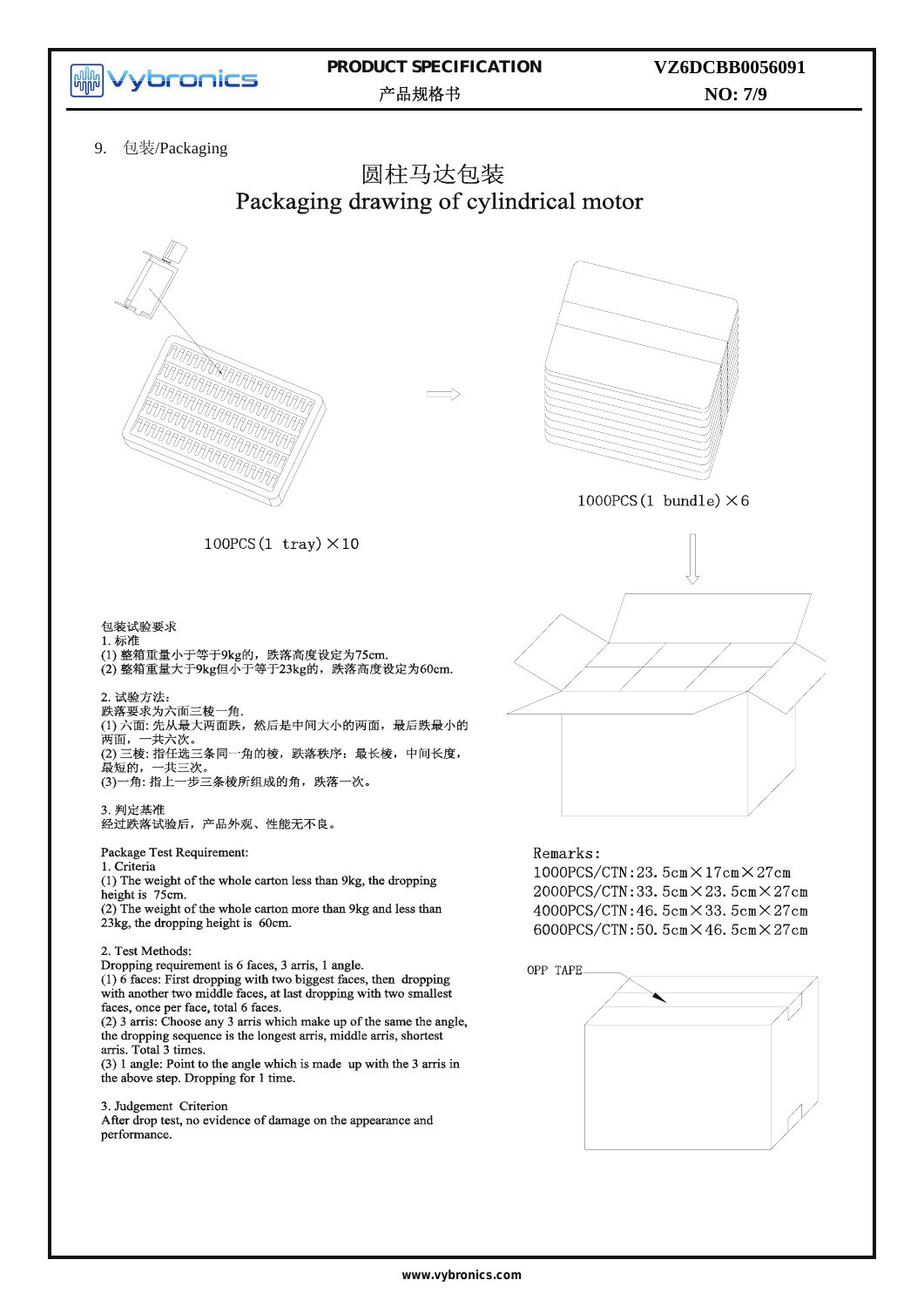9. 包装/Packaging

## 圆柱马达包装
## Packaging drawing of cylindrical motor

100PCS(1 tray)×10

1000PCS(1 bundle)×6

包装试验要求
1. 标准
(1) 整箱重量小于等于9kg的，跌落高度设定为75cm.
(2) 整箱重量大于9kg但小于等于23kg的，跌落高度设定为60cm.

2. 试验方法:
跌落要求为六面三棱一角.
(1) 六面: 先从最大两面跌，然后是中间大小的两面，最后跌最小的两面，一共六次。
(2) 三棱: 指任选三条同一角的棱，跌落秩序：最长棱，中间长度，最短的，一共三次。
(3)一角: 指上一步三条棱所组成的角，跌落一次。

3. 判定基准
经过跌落试验后，产品外观、性能无不良。

Package Test Requirement:
1. Criteria
(1) The weight of the whole carton less than 9kg, the dropping height is 75cm.
(2) The weight of the whole carton more than 9kg and less than 23kg, the dropping height is 60cm.

2. Test Methods:
Dropping requirement is 6 faces, 3 arris, 1 angle.
(1) 6 faces: First dropping with two biggest faces, then dropping with another two middle faces, at last dropping with two smallest faces, once per face, total 6 faces.
(2) 3 arris: Choose any 3 arris which make up of the same the angle, the dropping sequence is the longest arris, middle arris, shortest arris. Total 3 times.
(3) 1 angle: Point to the angle which is made up with the 3 arris in the above step. Dropping for 1 time.

3. Judgement Criterion
After drop test, no evidence of damage on the appearance and performance.

Remarks:
1000PCS/CTN:23.5cm×17cm×27cm
2000PCS/CTN:33.5cm×23.5cm×27cm
4000PCS/CTN:46.5cm×33.5cm×27cm
6000PCS/CTN:50.5cm×46.5cm×27cm

OPP TAPE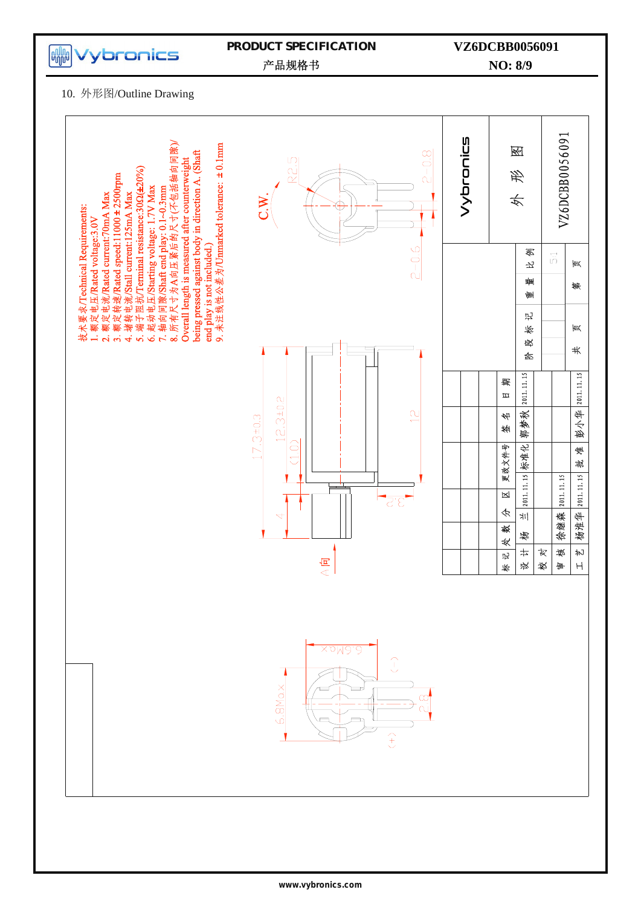10. 外形图/Outline Drawing

技术要求/Technical Requirements:

1. 额定电压/Rated voltage:3.0V
2. 额定电流/Rated current:70mA Max
3. 额定转速/Rated speed:11000±2500rpm
4. 堵转电流/Stall current:125mA Max
5. 端子阻抗/Terminal resistance:30Ω(±20%)
6. 起动电压/Starting voltage: 1.7V Max
7. 轴向间隙/Shaft end play: 0.1~0.3mm
8. 所有尺寸为A向压紧后的尺寸(不包括轴向间隙)/Overall length is measured after counterweight being pressed against body in direction A. (Shaft end play is not included.)
9. 未注线性公差为/Unmarked tolerance: ±0.1mm

C.W.

R2.5

2-0.8

2-0.6

17.3±0.3

12.3±0.2

(1.0)

12

4

2.3

A向

6.6Max

6.8Max

2.8

(-)

(+)

Vybronics

外 形 图

VZ6DCBB0056091

| 标记 | 处数 | 分区 | 更改文件号 | 签名 | 日期 |
| --- | --- | --- | --- | --- | --- |
| 设计 | 杨兰 | 2011.11.15 | 标准化 | 郭梦秋 | 2011.11.15 |
| 校对 | | | | | |
| 审核 | 徐继森 | 2011.11.15 | | | |
| 工艺 | 杨准华 | 2011.11.15 | 批准 | 彭小华 | 2011.11.15 |

| 阶段标记 | 重量 | 比例 |
| --- | --- | --- |
| | | 5:1 |
| 共 页 | 第 页 | |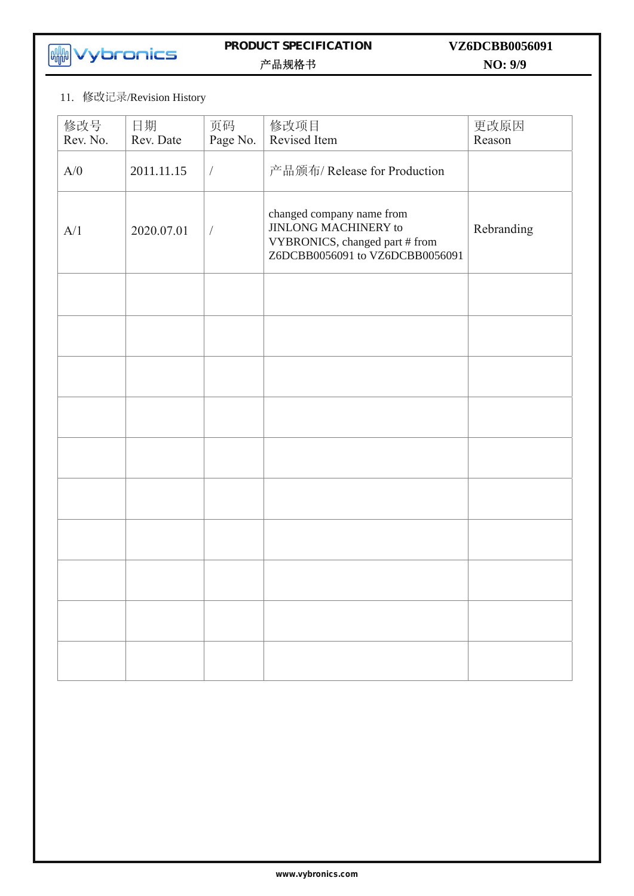11. 修改记录/Revision History

| 修改号 Rev. No. | 日期 Rev. Date | 页码 Page No. | 修改项目 Revised Item | 更改原因 Reason |
|---|---|---|---|---|
| A/0 | 2011.11.15 | / | 产品颁布/ Release for Production | |
| A/1 | 2020.07.01 | / | changed company name from JINLONG MACHINERY to VYBRONICS, changed part # from Z6DCBB0056091 to VZ6DCBB0056091 | Rebranding |
| | | | | |
| | | | | |
| | | | | |
| | | | | |
| | | | | |
| | | | | |
| | | | | |
| | | | | |
| | | | | |
| | | | | |